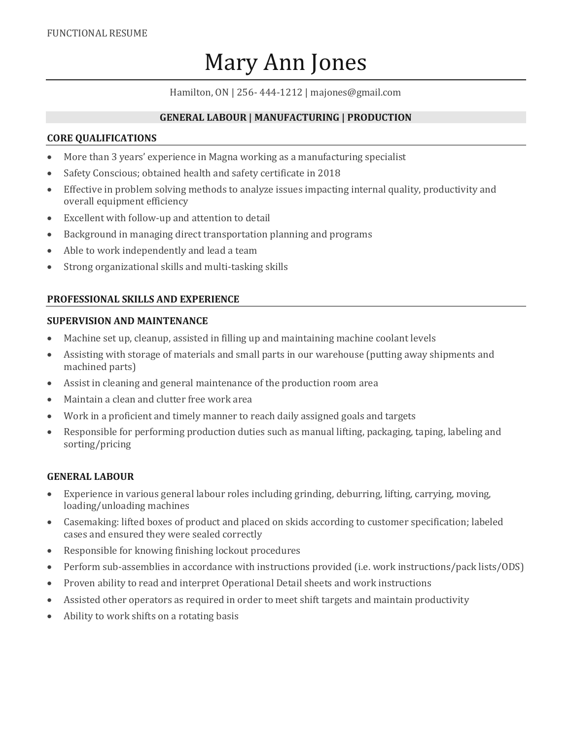FUNCTIONAL RESUME

# Mary Ann Jones

Hamilton, ON | 256- 444-1212 | majones@gmail.com

**GENERAL LABOUR | MANUFACTURING | PRODUCTION**

## CORE QUALIFICATIONS

- More than 3 years' experience in Magna working as a manufacturing specialist
- Safety Conscious; obtained health and safety certificate in 2018
- Effective in problem solving methods to analyze issues impacting internal quality, productivity and overall equipment efficiency
- Excellent with follow-up and attention to detail
- Background in managing direct transportation planning and programs
- Able to work independently and lead a team
- Strong organizational skills and multi-tasking skills

## PROFESSIONAL SKILLS AND EXPERIENCE

### SUPERVISION AND MAINTENANCE

- Machine set up, cleanup, assisted in filling up and maintaining machine coolant levels
- Assisting with storage of materials and small parts in our warehouse (putting away shipments and machined parts)
- Assist in cleaning and general maintenance of the production room area
- Maintain a clean and clutter free work area
- Work in a proficient and timely manner to reach daily assigned goals and targets
- Responsible for performing production duties such as manual lifting, packaging, taping, labeling and sorting/pricing

### GENERAL LABOUR

- Experience in various general labour roles including grinding, deburring, lifting, carrying, moving, loading/unloading machines
- Casemaking: lifted boxes of product and placed on skids according to customer specification; labeled cases and ensured they were sealed correctly
- Responsible for knowing finishing lockout procedures
- Perform sub-assemblies in accordance with instructions provided (i.e. work instructions/pack lists/ODS)
- Proven ability to read and interpret Operational Detail sheets and work instructions
- Assisted other operators as required in order to meet shift targets and maintain productivity
- Ability to work shifts on a rotating basis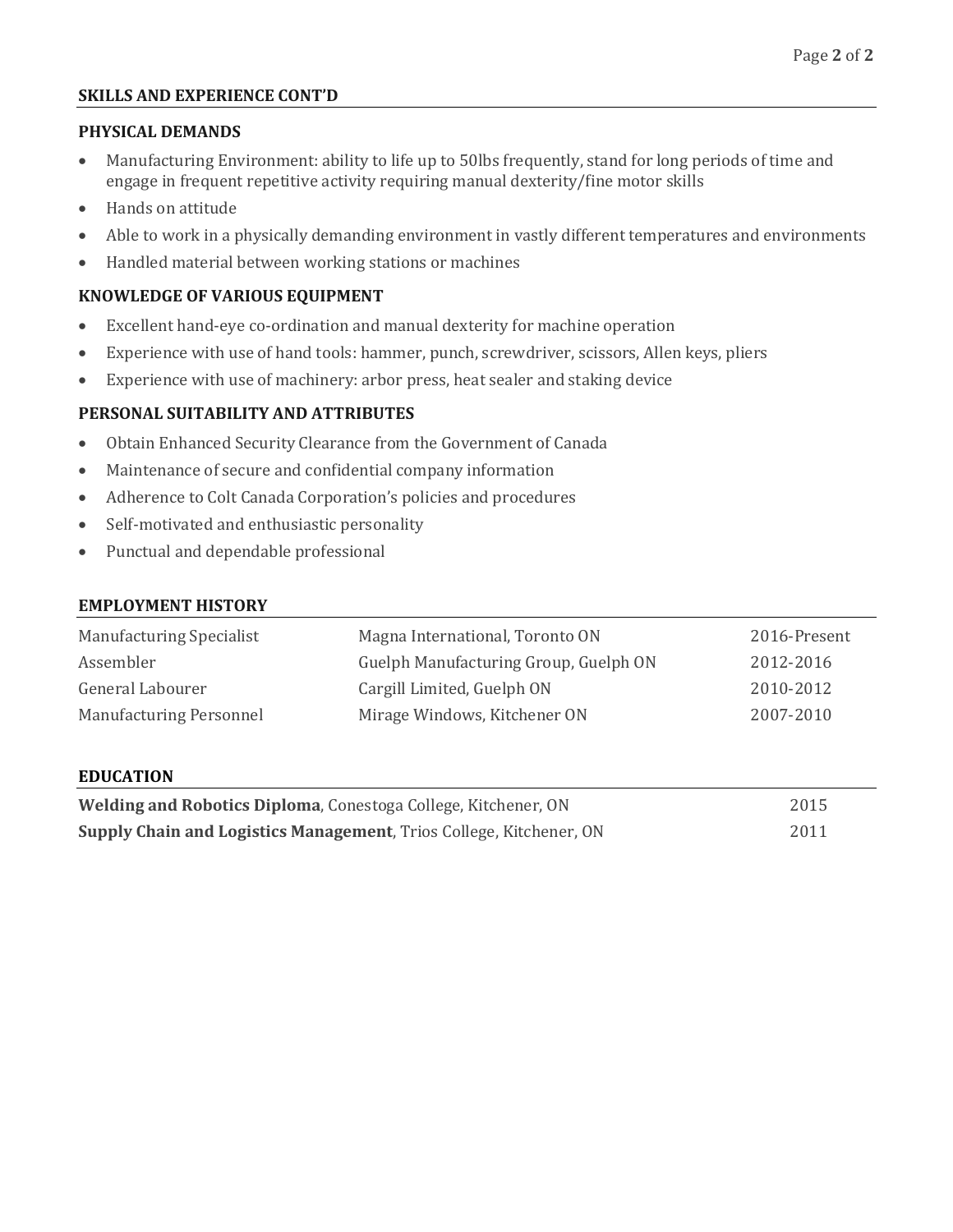## SKILLS AND EXPERIENCE CONT'D

### PHYSICAL DEMANDS

- Manufacturing Environment: ability to life up to 50lbs frequently, stand for long periods of time and engage in frequent repetitive activity requiring manual dexterity/fine motor skills
- Hands on attitude
- Able to work in a physically demanding environment in vastly different temperatures and environments
- Handled material between working stations or machines

### KNOWLEDGE OF VARIOUS EQUIPMENT

- Excellent hand-eye co-ordination and manual dexterity for machine operation
- Experience with use of hand tools: hammer, punch, screwdriver, scissors, Allen keys, pliers
- Experience with use of machinery: arbor press, heat sealer and staking device

### PERSONAL SUITABILITY AND ATTRIBUTES

- Obtain Enhanced Security Clearance from the Government of Canada
- Maintenance of secure and confidential company information
- Adherence to Colt Canada Corporation's policies and procedures
- Self-motivated and enthusiastic personality
- Punctual and dependable professional

## EMPLOYMENT HISTORY

| | | |
|---|---|---|
| Manufacturing Specialist | Magna International, Toronto ON | 2016-Present |
| Assembler | Guelph Manufacturing Group, Guelph ON | 2012-2016 |
| General Labourer | Cargill Limited, Guelph ON | 2010-2012 |
| Manufacturing Personnel | Mirage Windows, Kitchener ON | 2007-2010 |

## EDUCATION

| | |
|---|---|
| **Welding and Robotics Diploma**, Conestoga College, Kitchener, ON | 2015 |
| **Supply Chain and Logistics Management**, Trios College, Kitchener, ON | 2011 |